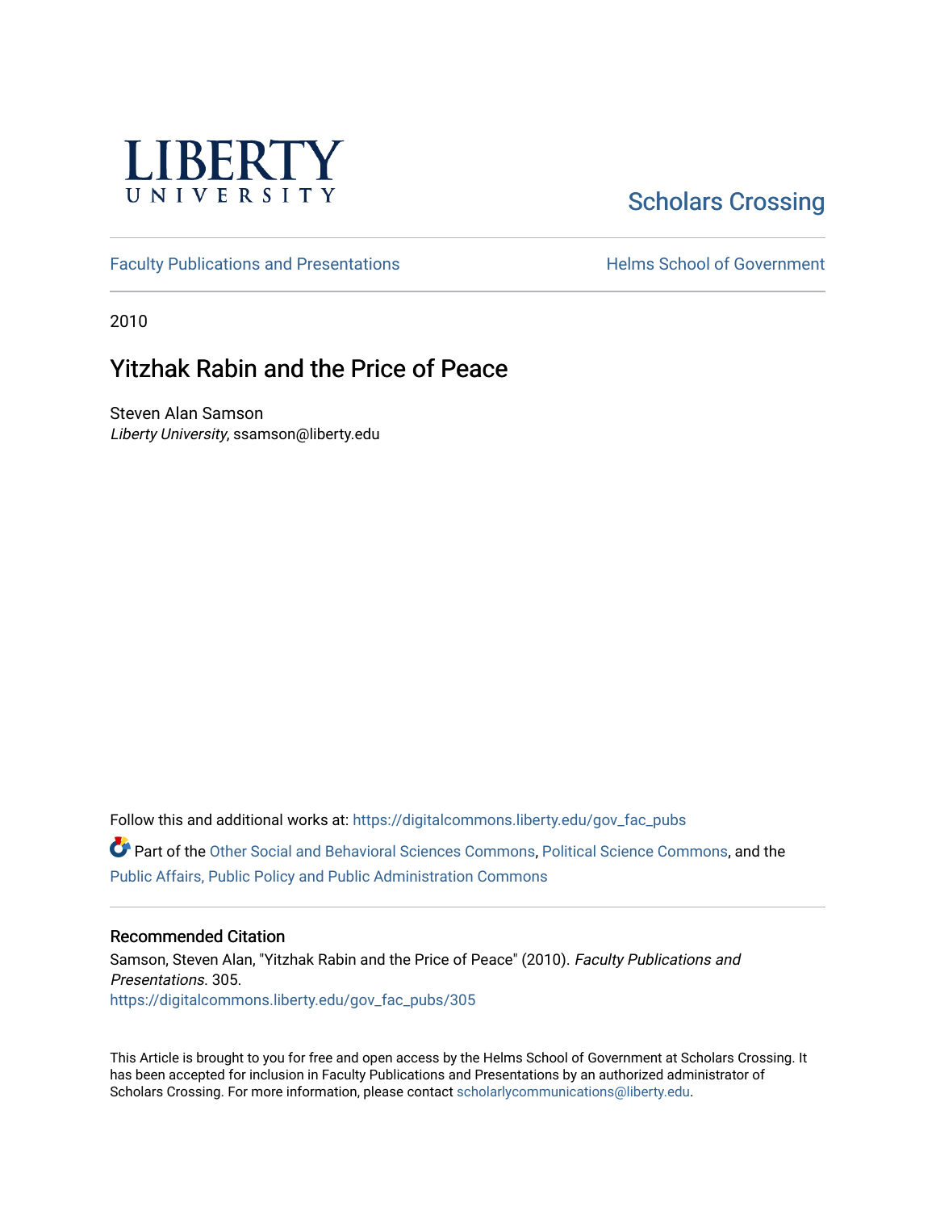LIBERTY UNIVERSITY

Scholars Crossing

Faculty Publications and Presentations

Helms School of Government

2010

# Yitzhak Rabin and the Price of Peace

Steven Alan Samson
*Liberty University*, ssamson@liberty.edu

Follow this and additional works at: https://digitalcommons.liberty.edu/gov_fac_pubs

Part of the Other Social and Behavioral Sciences Commons, Political Science Commons, and the Public Affairs, Public Policy and Public Administration Commons

## Recommended Citation

Samson, Steven Alan, "Yitzhak Rabin and the Price of Peace" (2010). *Faculty Publications and Presentations*. 305.
https://digitalcommons.liberty.edu/gov_fac_pubs/305

This Article is brought to you for free and open access by the Helms School of Government at Scholars Crossing. It has been accepted for inclusion in Faculty Publications and Presentations by an authorized administrator of Scholars Crossing. For more information, please contact scholarlycommunications@liberty.edu.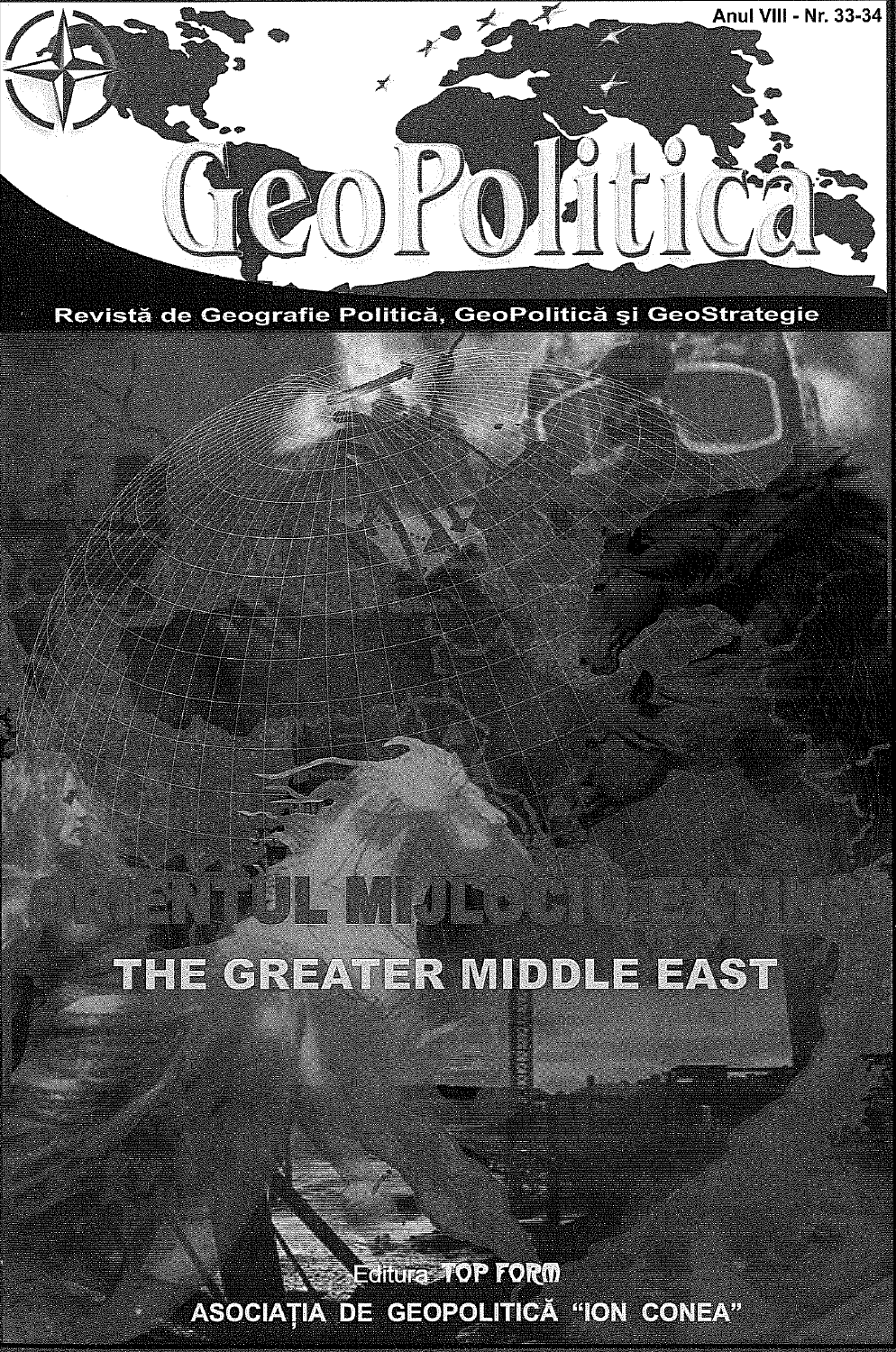Anul VIII - Nr. 33-34

# GeoPolitica

Revistă de Geografie Politică, GeoPolitică şi GeoStrategie

# ORIENTUL MIJLOCIU EXTINS

# THE GREATER MIDDLE EAST

Editura TOP FORM

ASOCIAŢIA DE GEOPOLITICĂ "ION CONEA"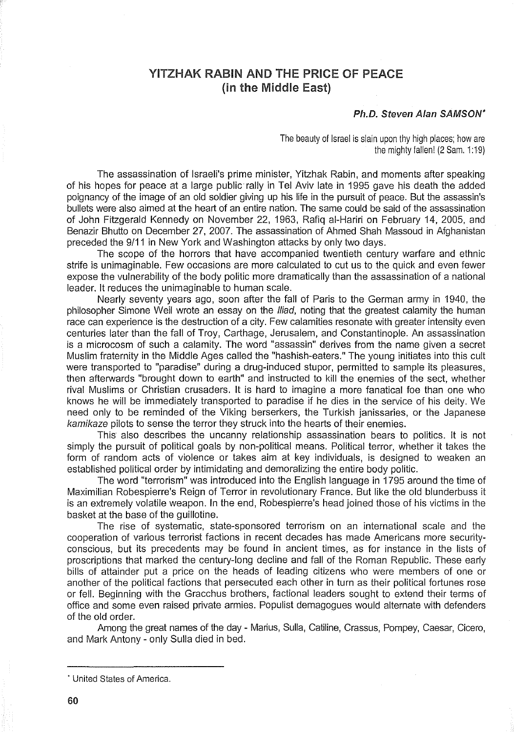# YITZHAK RABIN AND THE PRICE OF PEACE (in the Middle East)

***Ph.D. Steven Alan SAMSON****

The beauty of Israel is slain upon thy high places; how are the mighty fallen! (2 Sam. 1:19)

The assassination of Israeli's prime minister, Yitzhak Rabin, and moments after speaking of his hopes for peace at a large public rally in Tel Aviv late in 1995 gave his death the added poignancy of the image of an old soldier giving up his life in the pursuit of peace. But the assassin's bullets were also aimed at the heart of an entire nation. The same could be said of the assassination of John Fitzgerald Kennedy on November 22, 1963, Rafiq al-Hariri on February 14, 2005, and Benazir Bhutto on December 27, 2007. The assassination of Ahmed Shah Massoud in Afghanistan preceded the 9/11 in New York and Washington attacks by only two days.

The scope of the horrors that have accompanied twentieth century warfare and ethnic strife is unimaginable. Few occasions are more calculated to cut us to the quick and even fewer expose the vulnerability of the body politic more dramatically than the assassination of a national leader. It reduces the unimaginable to human scale.

Nearly seventy years ago, soon after the fall of Paris to the German army in 1940, the philosopher Simone Weil wrote an essay on the *Iliad*, noting that the greatest calamity the human race can experience is the destruction of a city. Few calamities resonate with greater intensity even centuries later than the fall of Troy, Carthage, Jerusalem, and Constantinople. An assassination is a microcosm of such a calamity. The word "assassin" derives from the name given a secret Muslim fraternity in the Middle Ages called the "hashish-eaters." The young initiates into this cult were transported to "paradise" during a drug-induced stupor, permitted to sample its pleasures, then afterwards "brought down to earth" and instructed to kill the enemies of the sect, whether rival Muslims or Christian crusaders. It is hard to imagine a more fanatical foe than one who knows he will be immediately transported to paradise if he dies in the service of his deity. We need only to be reminded of the Viking berserkers, the Turkish janissaries, or the Japanese *kamikaze* pilots to sense the terror they struck into the hearts of their enemies.

This also describes the uncanny relationship assassination bears to politics. It is not simply the pursuit of political goals by non-political means. Political terror, whether it takes the form of random acts of violence or takes aim at key individuals, is designed to weaken an established political order by intimidating and demoralizing the entire body politic.

The word "terrorism" was introduced into the English language in 1795 around the time of Maximilian Robespierre's Reign of Terror in revolutionary France. But like the old blunderbuss it is an extremely volatile weapon. In the end, Robespierre's head joined those of his victims in the basket at the base of the guillotine.

The rise of systematic, state-sponsored terrorism on an international scale and the cooperation of various terrorist factions in recent decades has made Americans more security-conscious, but its precedents may be found in ancient times, as for instance in the lists of proscriptions that marked the century-long decline and fall of the Roman Republic. These early bills of attainder put a price on the heads of leading citizens who were members of one or another of the political factions that persecuted each other in turn as their political fortunes rose or fell. Beginning with the Gracchus brothers, factional leaders sought to extend their terms of office and some even raised private armies. Populist demagogues would alternate with defenders of the old order.

Among the great names of the day - Marius, Sulla, Catiline, Crassus, Pompey, Caesar, Cicero, and Mark Antony - only Sulla died in bed.

---

* United States of America.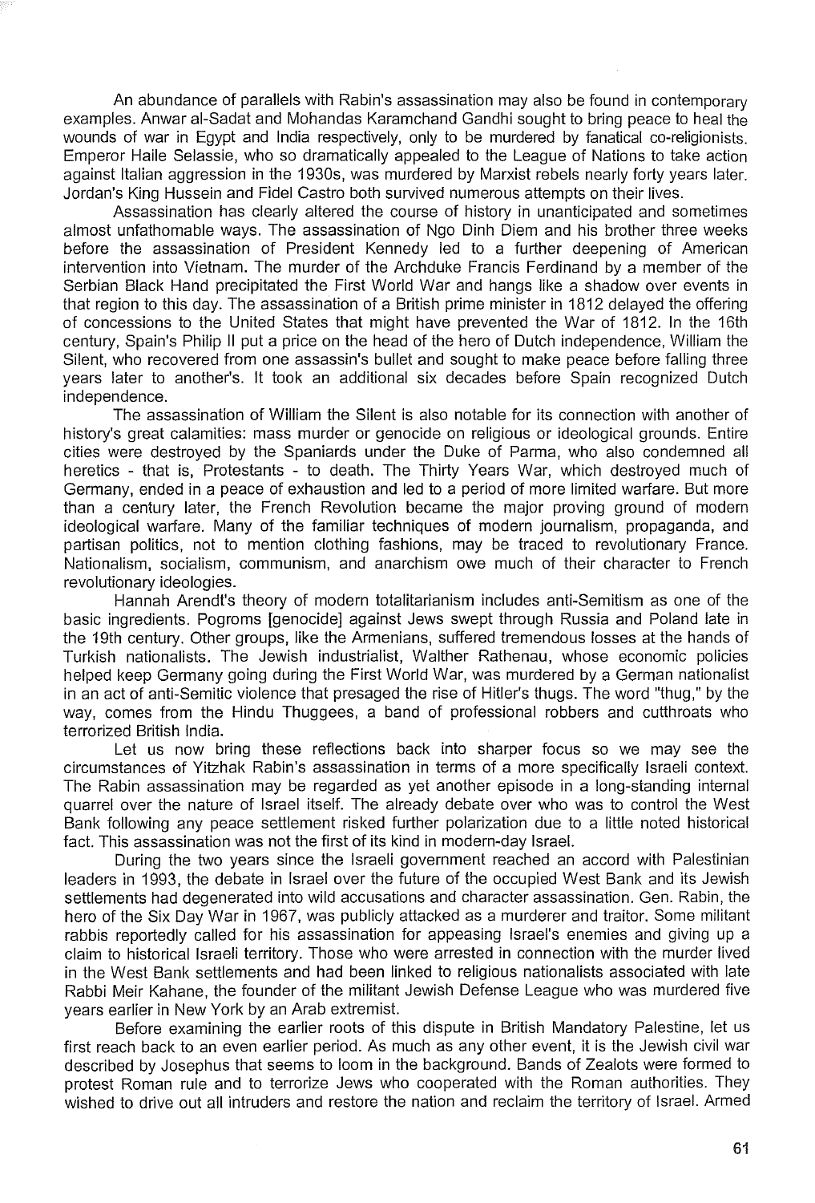An abundance of parallels with Rabin's assassination may also be found in contemporary examples. Anwar al-Sadat and Mohandas Karamchand Gandhi sought to bring peace to heal the wounds of war in Egypt and India respectively, only to be murdered by fanatical co-religionists. Emperor Haile Selassie, who so dramatically appealed to the League of Nations to take action against Italian aggression in the 1930s, was murdered by Marxist rebels nearly forty years later. Jordan's King Hussein and Fidel Castro both survived numerous attempts on their lives.

Assassination has clearly altered the course of history in unanticipated and sometimes almost unfathomable ways. The assassination of Ngo Dinh Diem and his brother three weeks before the assassination of President Kennedy led to a further deepening of American intervention into Vietnam. The murder of the Archduke Francis Ferdinand by a member of the Serbian Black Hand precipitated the First World War and hangs like a shadow over events in that region to this day. The assassination of a British prime minister in 1812 delayed the offering of concessions to the United States that might have prevented the War of 1812. In the 16th century, Spain's Philip II put a price on the head of the hero of Dutch independence, William the Silent, who recovered from one assassin's bullet and sought to make peace before falling three years later to another's. It took an additional six decades before Spain recognized Dutch independence.

The assassination of William the Silent is also notable for its connection with another of history's great calamities: mass murder or genocide on religious or ideological grounds. Entire cities were destroyed by the Spaniards under the Duke of Parma, who also condemned all heretics - that is, Protestants - to death. The Thirty Years War, which destroyed much of Germany, ended in a peace of exhaustion and led to a period of more limited warfare. But more than a century later, the French Revolution became the major proving ground of modern ideological warfare. Many of the familiar techniques of modern journalism, propaganda, and partisan politics, not to mention clothing fashions, may be traced to revolutionary France. Nationalism, socialism, communism, and anarchism owe much of their character to French revolutionary ideologies.

Hannah Arendt's theory of modern totalitarianism includes anti-Semitism as one of the basic ingredients. Pogroms [genocide] against Jews swept through Russia and Poland late in the 19th century. Other groups, like the Armenians, suffered tremendous losses at the hands of Turkish nationalists. The Jewish industrialist, Walther Rathenau, whose economic policies helped keep Germany going during the First World War, was murdered by a German nationalist in an act of anti-Semitic violence that presaged the rise of Hitler's thugs. The word "thug," by the way, comes from the Hindu Thuggees, a band of professional robbers and cutthroats who terrorized British India.

Let us now bring these reflections back into sharper focus so we may see the circumstances of Yitzhak Rabin's assassination in terms of a more specifically Israeli context. The Rabin assassination may be regarded as yet another episode in a long-standing internal quarrel over the nature of Israel itself. The already debate over who was to control the West Bank following any peace settlement risked further polarization due to a little noted historical fact. This assassination was not the first of its kind in modern-day Israel.

During the two years since the Israeli government reached an accord with Palestinian leaders in 1993, the debate in Israel over the future of the occupied West Bank and its Jewish settlements had degenerated into wild accusations and character assassination. Gen. Rabin, the hero of the Six Day War in 1967, was publicly attacked as a murderer and traitor. Some militant rabbis reportedly called for his assassination for appeasing Israel's enemies and giving up a claim to historical Israeli territory. Those who were arrested in connection with the murder lived in the West Bank settlements and had been linked to religious nationalists associated with late Rabbi Meir Kahane, the founder of the militant Jewish Defense League who was murdered five years earlier in New York by an Arab extremist.

Before examining the earlier roots of this dispute in British Mandatory Palestine, let us first reach back to an even earlier period. As much as any other event, it is the Jewish civil war described by Josephus that seems to loom in the background. Bands of Zealots were formed to protest Roman rule and to terrorize Jews who cooperated with the Roman authorities. They wished to drive out all intruders and restore the nation and reclaim the territory of Israel. Armed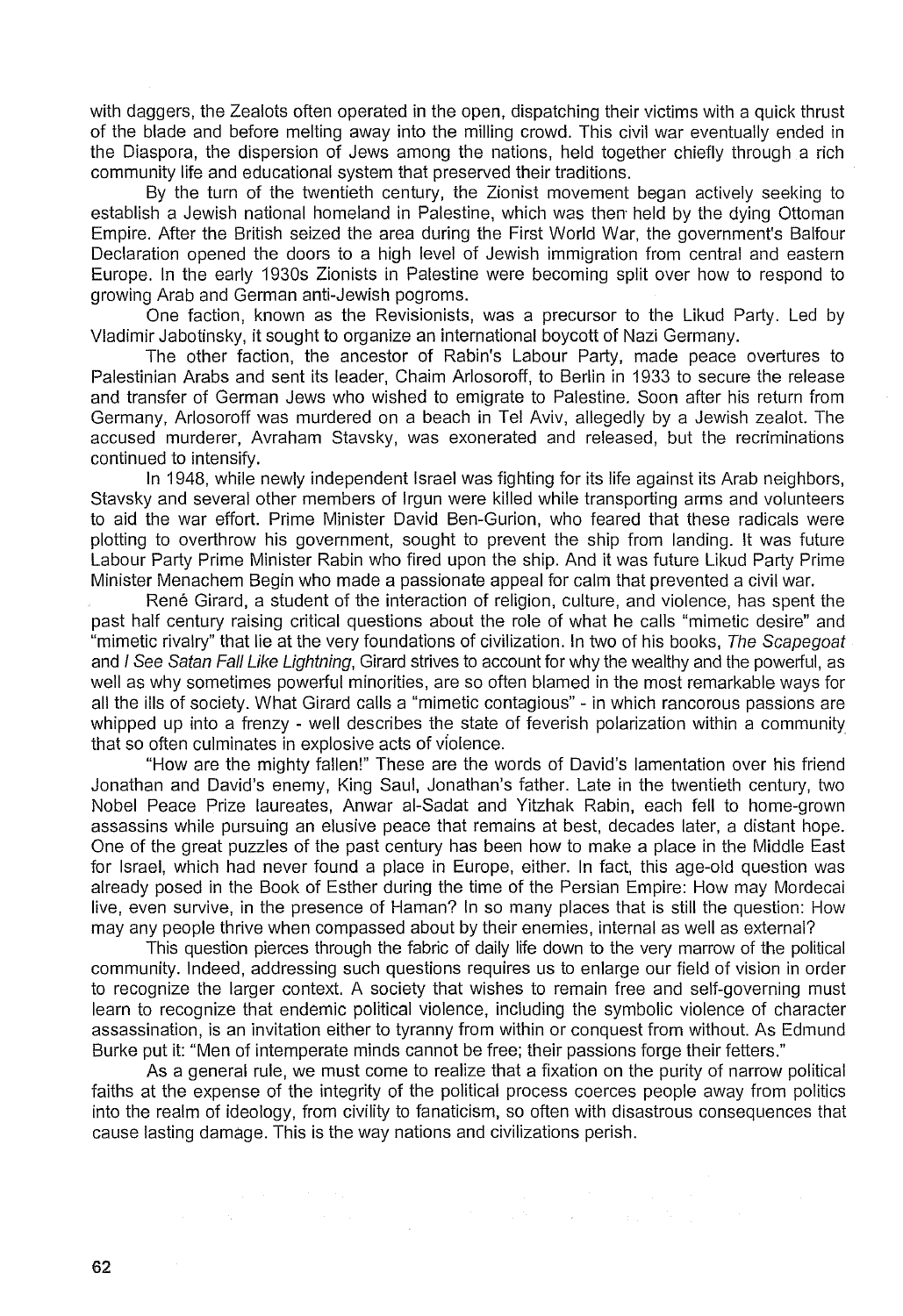with daggers, the Zealots often operated in the open, dispatching their victims with a quick thrust of the blade and before melting away into the milling crowd. This civil war eventually ended in the Diaspora, the dispersion of Jews among the nations, held together chiefly through a rich community life and educational system that preserved their traditions.

By the turn of the twentieth century, the Zionist movement began actively seeking to establish a Jewish national homeland in Palestine, which was then held by the dying Ottoman Empire. After the British seized the area during the First World War, the government's Balfour Declaration opened the doors to a high level of Jewish immigration from central and eastern Europe. In the early 1930s Zionists in Palestine were becoming split over how to respond to growing Arab and German anti-Jewish pogroms.

One faction, known as the Revisionists, was a precursor to the Likud Party. Led by Vladimir Jabotinsky, it sought to organize an international boycott of Nazi Germany.

The other faction, the ancestor of Rabin's Labour Party, made peace overtures to Palestinian Arabs and sent its leader, Chaim Arlosoroff, to Berlin in 1933 to secure the release and transfer of German Jews who wished to emigrate to Palestine. Soon after his return from Germany, Arlosoroff was murdered on a beach in Tel Aviv, allegedly by a Jewish zealot. The accused murderer, Avraham Stavsky, was exonerated and released, but the recriminations continued to intensify.

In 1948, while newly independent Israel was fighting for its life against its Arab neighbors, Stavsky and several other members of Irgun were killed while transporting arms and volunteers to aid the war effort. Prime Minister David Ben-Gurion, who feared that these radicals were plotting to overthrow his government, sought to prevent the ship from landing. It was future Labour Party Prime Minister Rabin who fired upon the ship. And it was future Likud Party Prime Minister Menachem Begin who made a passionate appeal for calm that prevented a civil war.

René Girard, a student of the interaction of religion, culture, and violence, has spent the past half century raising critical questions about the role of what he calls "mimetic desire" and "mimetic rivalry" that lie at the very foundations of civilization. In two of his books, *The Scapegoat* and *I See Satan Fall Like Lightning*, Girard strives to account for why the wealthy and the powerful, as well as why sometimes powerful minorities, are so often blamed in the most remarkable ways for all the ills of society. What Girard calls a "mimetic contagious" - in which rancorous passions are whipped up into a frenzy - well describes the state of feverish polarization within a community that so often culminates in explosive acts of violence.

"How are the mighty fallen!" These are the words of David's lamentation over his friend Jonathan and David's enemy, King Saul, Jonathan's father. Late in the twentieth century, two Nobel Peace Prize laureates, Anwar al-Sadat and Yitzhak Rabin, each fell to home-grown assassins while pursuing an elusive peace that remains at best, decades later, a distant hope. One of the great puzzles of the past century has been how to make a place in the Middle East for Israel, which had never found a place in Europe, either. In fact, this age-old question was already posed in the Book of Esther during the time of the Persian Empire: How may Mordecai live, even survive, in the presence of Haman? In so many places that is still the question: How may any people thrive when compassed about by their enemies, internal as well as external?

This question pierces through the fabric of daily life down to the very marrow of the political community. Indeed, addressing such questions requires us to enlarge our field of vision in order to recognize the larger context. A society that wishes to remain free and self-governing must learn to recognize that endemic political violence, including the symbolic violence of character assassination, is an invitation either to tyranny from within or conquest from without. As Edmund Burke put it: "Men of intemperate minds cannot be free; their passions forge their fetters."

As a general rule, we must come to realize that a fixation on the purity of narrow political faiths at the expense of the integrity of the political process coerces people away from politics into the realm of ideology, from civility to fanaticism, so often with disastrous consequences that cause lasting damage. This is the way nations and civilizations perish.